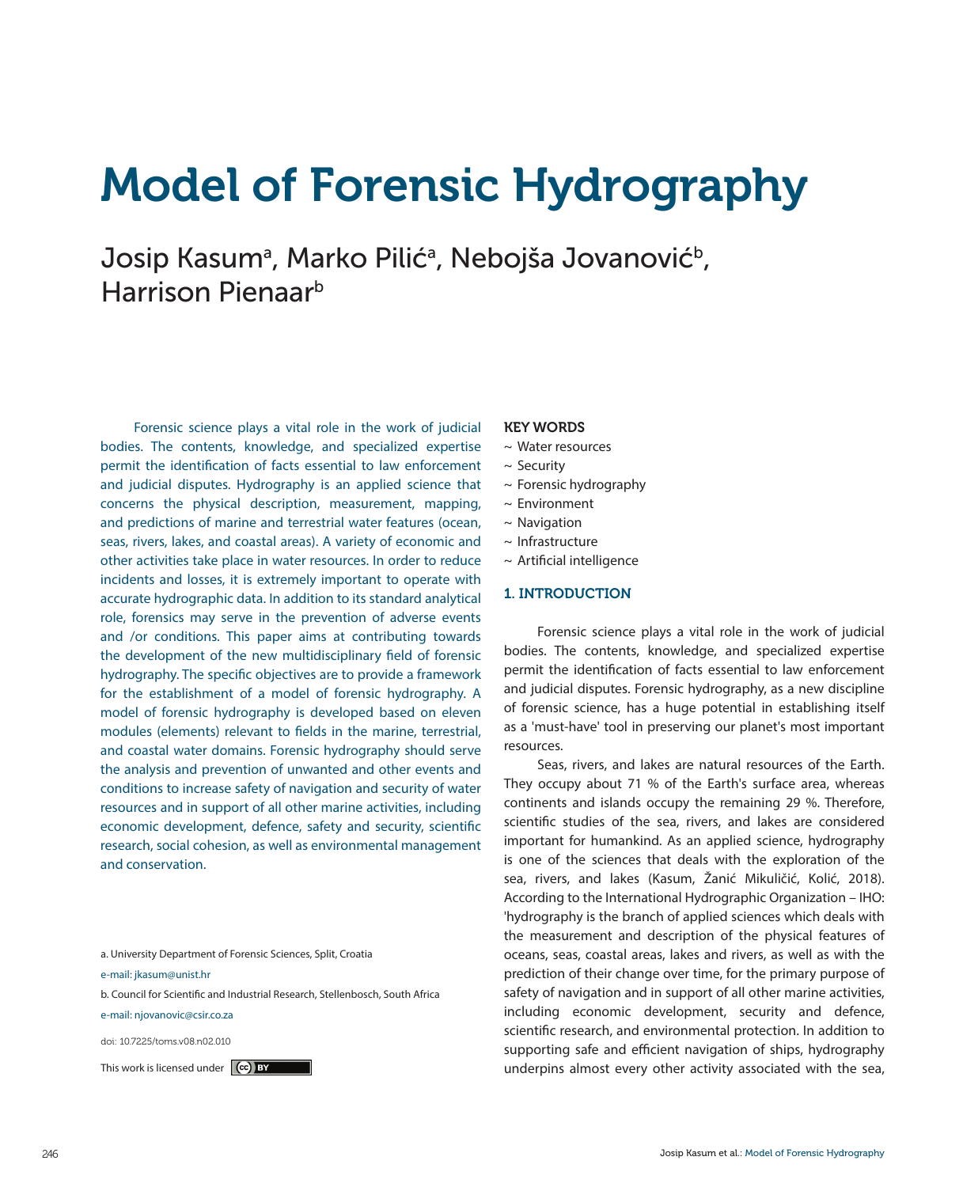# Model of Forensic Hydrography

Josip Kasum[a], Marko Pilić[a], Nebojša Jovanović[b], Harrison Pienaar[b]

Forensic science plays a vital role in the work of judicial bodies. The contents, knowledge, and specialized expertise permit the identification of facts essential to law enforcement and judicial disputes. Hydrography is an applied science that concerns the physical description, measurement, mapping, and predictions of marine and terrestrial water features (ocean, seas, rivers, lakes, and coastal areas). A variety of economic and other activities take place in water resources. In order to reduce incidents and losses, it is extremely important to operate with accurate hydrographic data. In addition to its standard analytical role, forensics may serve in the prevention of adverse events and /or conditions. This paper aims at contributing towards the development of the new multidisciplinary field of forensic hydrography. The specific objectives are to provide a framework for the establishment of a model of forensic hydrography. A model of forensic hydrography is developed based on eleven modules (elements) relevant to fields in the marine, terrestrial, and coastal water domains. Forensic hydrography should serve the analysis and prevention of unwanted and other events and conditions to increase safety of navigation and security of water resources and in support of all other marine activities, including economic development, defence, safety and security, scientific research, social cohesion, as well as environmental management and conservation.

a. University Department of Forensic Sciences, Split, Croatia

e-mail: jkasum@unist.hr

b. Council for Scientific and Industrial Research, Stellenbosch, South Africa

e-mail: njovanovic@csir.co.za

doi: 10.7225/toms.v08.n02.010

This work is licensed under CC BY

### KEY WORDS

~ Water resources
~ Security
~ Forensic hydrography
~ Environment
~ Navigation
~ Infrastructure
~ Artificial intelligence

## 1. INTRODUCTION

Forensic science plays a vital role in the work of judicial bodies. The contents, knowledge, and specialized expertise permit the identification of facts essential to law enforcement and judicial disputes. Forensic hydrography, as a new discipline of forensic science, has a huge potential in establishing itself as a 'must-have' tool in preserving our planet's most important resources.

Seas, rivers, and lakes are natural resources of the Earth. They occupy about 71 % of the Earth's surface area, whereas continents and islands occupy the remaining 29 %. Therefore, scientific studies of the sea, rivers, and lakes are considered important for humankind. As an applied science, hydrography is one of the sciences that deals with the exploration of the sea, rivers, and lakes (Kasum, Žanić Mikuličić, Kolić, 2018). According to the International Hydrographic Organization – IHO: 'hydrography is the branch of applied sciences which deals with the measurement and description of the physical features of oceans, seas, coastal areas, lakes and rivers, as well as with the prediction of their change over time, for the primary purpose of safety of navigation and in support of all other marine activities, including economic development, security and defence, scientific research, and environmental protection. In addition to supporting safe and efficient navigation of ships, hydrography underpins almost every other activity associated with the sea,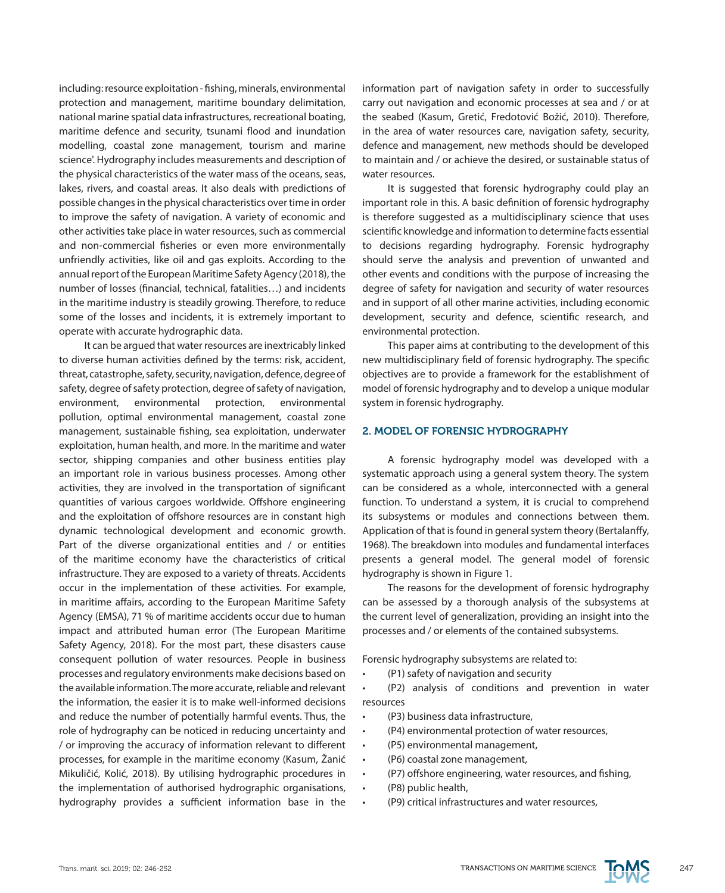including: resource exploitation - fishing, minerals, environmental protection and management, maritime boundary delimitation, national marine spatial data infrastructures, recreational boating, maritime defence and security, tsunami flood and inundation modelling, coastal zone management, tourism and marine science'. Hydrography includes measurements and description of the physical characteristics of the water mass of the oceans, seas, lakes, rivers, and coastal areas. It also deals with predictions of possible changes in the physical characteristics over time in order to improve the safety of navigation. A variety of economic and other activities take place in water resources, such as commercial and non-commercial fisheries or even more environmentally unfriendly activities, like oil and gas exploits. According to the annual report of the European Maritime Safety Agency (2018), the number of losses (financial, technical, fatalities…) and incidents in the maritime industry is steadily growing. Therefore, to reduce some of the losses and incidents, it is extremely important to operate with accurate hydrographic data.

It can be argued that water resources are inextricably linked to diverse human activities defined by the terms: risk, accident, threat, catastrophe, safety, security, navigation, defence, degree of safety, degree of safety protection, degree of safety of navigation, environment, environmental protection, environmental pollution, optimal environmental management, coastal zone management, sustainable fishing, sea exploitation, underwater exploitation, human health, and more. In the maritime and water sector, shipping companies and other business entities play an important role in various business processes. Among other activities, they are involved in the transportation of significant quantities of various cargoes worldwide. Offshore engineering and the exploitation of offshore resources are in constant high dynamic technological development and economic growth. Part of the diverse organizational entities and / or entities of the maritime economy have the characteristics of critical infrastructure. They are exposed to a variety of threats. Accidents occur in the implementation of these activities. For example, in maritime affairs, according to the European Maritime Safety Agency (EMSA), 71 % of maritime accidents occur due to human impact and attributed human error (The European Maritime Safety Agency, 2018). For the most part, these disasters cause consequent pollution of water resources. People in business processes and regulatory environments make decisions based on the available information. The more accurate, reliable and relevant the information, the easier it is to make well-informed decisions and reduce the number of potentially harmful events. Thus, the role of hydrography can be noticed in reducing uncertainty and / or improving the accuracy of information relevant to different processes, for example in the maritime economy (Kasum, Žanić Mikuličić, Kolić, 2018). By utilising hydrographic procedures in the implementation of authorised hydrographic organisations, hydrography provides a sufficient information base in the information part of navigation safety in order to successfully carry out navigation and economic processes at sea and / or at the seabed (Kasum, Gretić, Fredotović Božić, 2010). Therefore, in the area of water resources care, navigation safety, security, defence and management, new methods should be developed to maintain and / or achieve the desired, or sustainable status of water resources.

It is suggested that forensic hydrography could play an important role in this. A basic definition of forensic hydrography is therefore suggested as a multidisciplinary science that uses scientific knowledge and information to determine facts essential to decisions regarding hydrography. Forensic hydrography should serve the analysis and prevention of unwanted and other events and conditions with the purpose of increasing the degree of safety for navigation and security of water resources and in support of all other marine activities, including economic development, security and defence, scientific research, and environmental protection.

This paper aims at contributing to the development of this new multidisciplinary field of forensic hydrography. The specific objectives are to provide a framework for the establishment of model of forensic hydrography and to develop a unique modular system in forensic hydrography.

## 2. MODEL OF FORENSIC HYDROGRAPHY

A forensic hydrography model was developed with a systematic approach using a general system theory. The system can be considered as a whole, interconnected with a general function. To understand a system, it is crucial to comprehend its subsystems or modules and connections between them. Application of that is found in general system theory (Bertalanffy, 1968). The breakdown into modules and fundamental interfaces presents a general model. The general model of forensic hydrography is shown in Figure 1.

The reasons for the development of forensic hydrography can be assessed by a thorough analysis of the subsystems at the current level of generalization, providing an insight into the processes and / or elements of the contained subsystems.

Forensic hydrography subsystems are related to:

- (P1) safety of navigation and security
- (P2) analysis of conditions and prevention in water resources
- (P3) business data infrastructure,
- (P4) environmental protection of water resources,
- (P5) environmental management,
- (P6) coastal zone management,
- (P7) offshore engineering, water resources, and fishing,
- (P8) public health,
- (P9) critical infrastructures and water resources,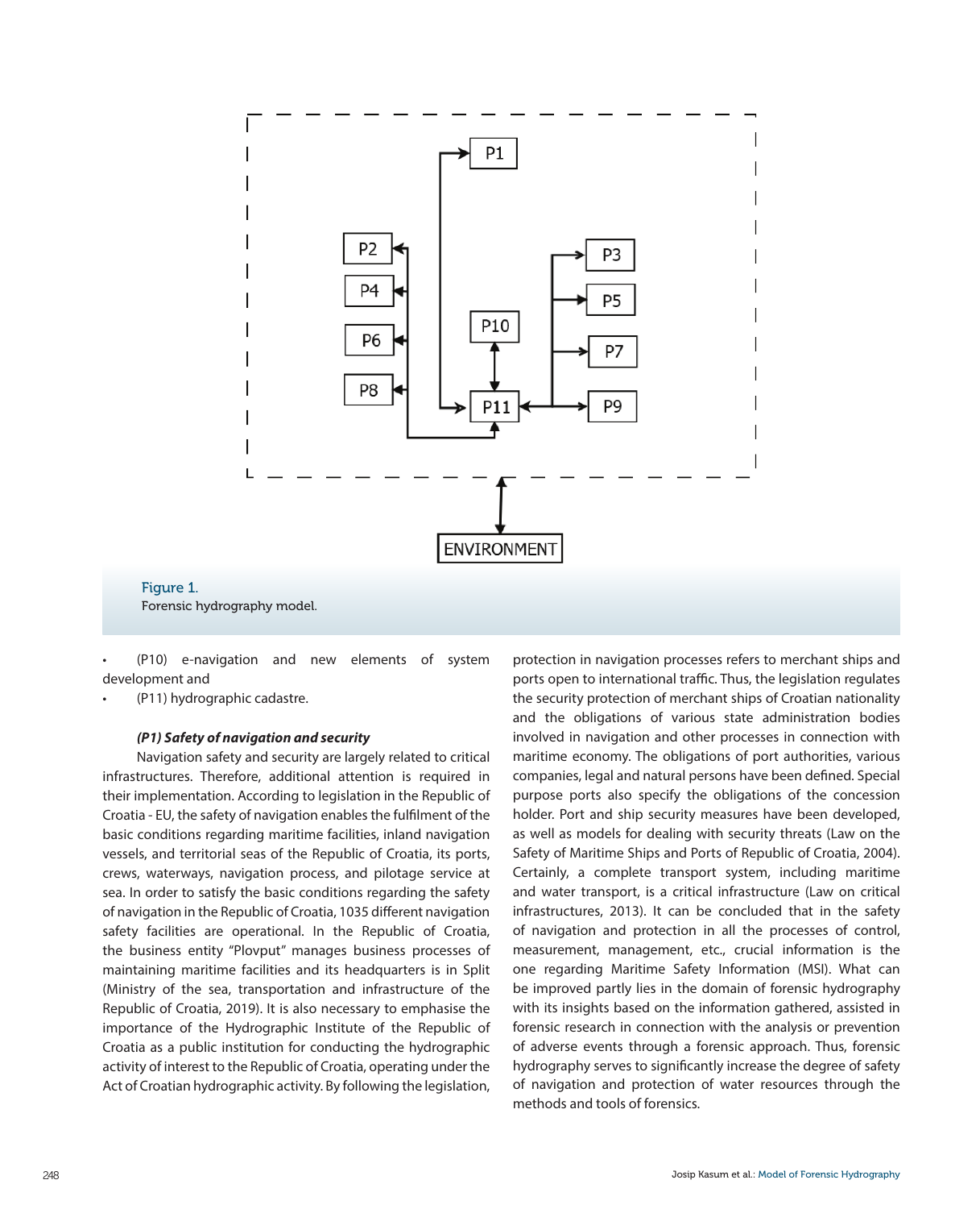Figure 1.
Forensic hydrography model.

- (P10) e-navigation and new elements of system development and
- (P11) hydrographic cadastre.

***(P1) Safety of navigation and security***

Navigation safety and security are largely related to critical infrastructures. Therefore, additional attention is required in their implementation. According to legislation in the Republic of Croatia - EU, the safety of navigation enables the fulfilment of the basic conditions regarding maritime facilities, inland navigation vessels, and territorial seas of the Republic of Croatia, its ports, crews, waterways, navigation process, and pilotage service at sea. In order to satisfy the basic conditions regarding the safety of navigation in the Republic of Croatia, 1035 different navigation safety facilities are operational. In the Republic of Croatia, the business entity "Plovput" manages business processes of maintaining maritime facilities and its headquarters is in Split (Ministry of the sea, transportation and infrastructure of the Republic of Croatia, 2019). It is also necessary to emphasise the importance of the Hydrographic Institute of the Republic of Croatia as a public institution for conducting the hydrographic activity of interest to the Republic of Croatia, operating under the Act of Croatian hydrographic activity. By following the legislation, protection in navigation processes refers to merchant ships and ports open to international traffic. Thus, the legislation regulates the security protection of merchant ships of Croatian nationality and the obligations of various state administration bodies involved in navigation and other processes in connection with maritime economy. The obligations of port authorities, various companies, legal and natural persons have been defined. Special purpose ports also specify the obligations of the concession holder. Port and ship security measures have been developed, as well as models for dealing with security threats (Law on the Safety of Maritime Ships and Ports of Republic of Croatia, 2004). Certainly, a complete transport system, including maritime and water transport, is a critical infrastructure (Law on critical infrastructures, 2013). It can be concluded that in the safety of navigation and protection in all the processes of control, measurement, management, etc., crucial information is the one regarding Maritime Safety Information (MSI). What can be improved partly lies in the domain of forensic hydrography with its insights based on the information gathered, assisted in forensic research in connection with the analysis or prevention of adverse events through a forensic approach. Thus, forensic hydrography serves to significantly increase the degree of safety of navigation and protection of water resources through the methods and tools of forensics.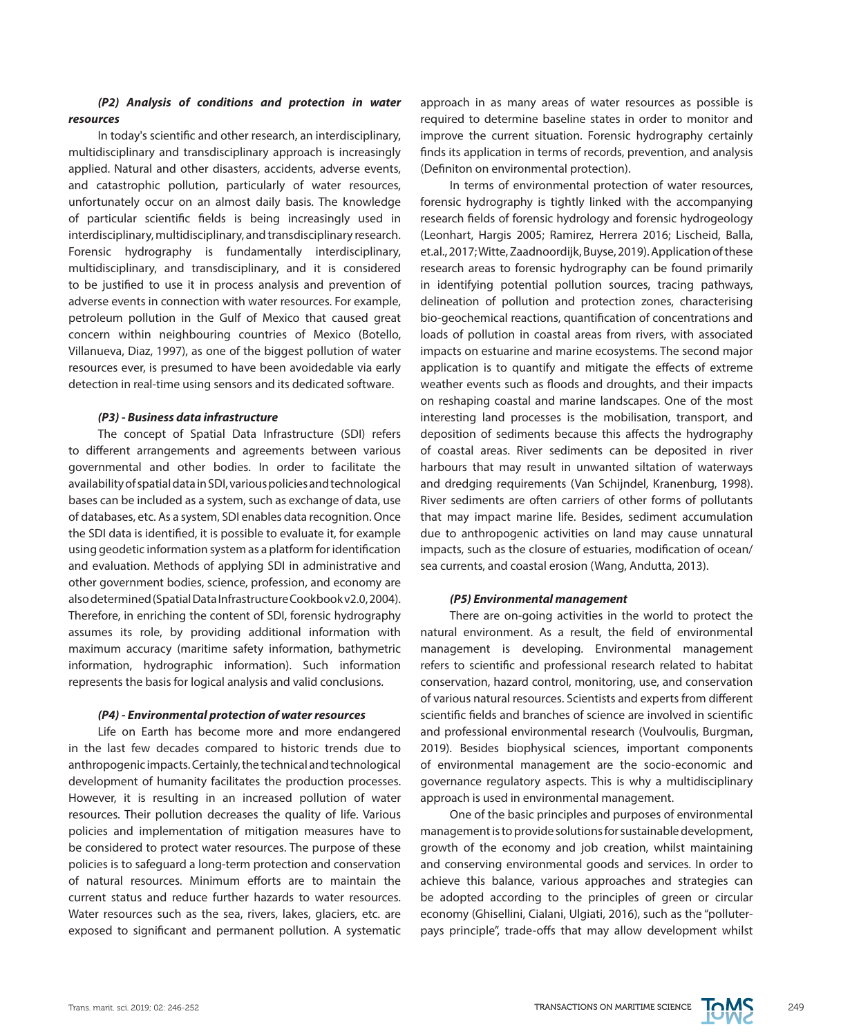#### *(P2) Analysis of conditions and protection in water resources*

In today's scientific and other research, an interdisciplinary, multidisciplinary and transdisciplinary approach is increasingly applied. Natural and other disasters, accidents, adverse events, and catastrophic pollution, particularly of water resources, unfortunately occur on an almost daily basis. The knowledge of particular scientific fields is being increasingly used in interdisciplinary, multidisciplinary, and transdisciplinary research. Forensic hydrography is fundamentally interdisciplinary, multidisciplinary, and transdisciplinary, and it is considered to be justified to use it in process analysis and prevention of adverse events in connection with water resources. For example, petroleum pollution in the Gulf of Mexico that caused great concern within neighbouring countries of Mexico (Botello, Villanueva, Diaz, 1997), as one of the biggest pollution of water resources ever, is presumed to have been avoidedable via early detection in real-time using sensors and its dedicated software.

#### *(P3) - Business data infrastructure*

The concept of Spatial Data Infrastructure (SDI) refers to different arrangements and agreements between various governmental and other bodies. In order to facilitate the availability of spatial data in SDI, various policies and technological bases can be included as a system, such as exchange of data, use of databases, etc. As a system, SDI enables data recognition. Once the SDI data is identified, it is possible to evaluate it, for example using geodetic information system as a platform for identification and evaluation. Methods of applying SDI in administrative and other government bodies, science, profession, and economy are also determined (Spatial Data Infrastructure Cookbook v2.0, 2004). Therefore, in enriching the content of SDI, forensic hydrography assumes its role, by providing additional information with maximum accuracy (maritime safety information, bathymetric information, hydrographic information). Such information represents the basis for logical analysis and valid conclusions.

#### *(P4) - Environmental protection of water resources*

Life on Earth has become more and more endangered in the last few decades compared to historic trends due to anthropogenic impacts. Certainly, the technical and technological development of humanity facilitates the production processes. However, it is resulting in an increased pollution of water resources. Their pollution decreases the quality of life. Various policies and implementation of mitigation measures have to be considered to protect water resources. The purpose of these policies is to safeguard a long-term protection and conservation of natural resources. Minimum efforts are to maintain the current status and reduce further hazards to water resources. Water resources such as the sea, rivers, lakes, glaciers, etc. are exposed to significant and permanent pollution. A systematic approach in as many areas of water resources as possible is required to determine baseline states in order to monitor and improve the current situation. Forensic hydrography certainly finds its application in terms of records, prevention, and analysis (Definiton on environmental protection).

In terms of environmental protection of water resources, forensic hydrography is tightly linked with the accompanying research fields of forensic hydrology and forensic hydrogeology (Leonhart, Hargis 2005; Ramirez, Herrera 2016; Lischeid, Balla, et.al., 2017; Witte, Zaadnoordijk, Buyse, 2019). Application of these research areas to forensic hydrography can be found primarily in identifying potential pollution sources, tracing pathways, delineation of pollution and protection zones, characterising bio-geochemical reactions, quantification of concentrations and loads of pollution in coastal areas from rivers, with associated impacts on estuarine and marine ecosystems. The second major application is to quantify and mitigate the effects of extreme weather events such as floods and droughts, and their impacts on reshaping coastal and marine landscapes. One of the most interesting land processes is the mobilisation, transport, and deposition of sediments because this affects the hydrography of coastal areas. River sediments can be deposited in river harbours that may result in unwanted siltation of waterways and dredging requirements (Van Schijndel, Kranenburg, 1998). River sediments are often carriers of other forms of pollutants that may impact marine life. Besides, sediment accumulation due to anthropogenic activities on land may cause unnatural impacts, such as the closure of estuaries, modification of ocean/sea currents, and coastal erosion (Wang, Andutta, 2013).

#### *(P5) Environmental management*

There are on-going activities in the world to protect the natural environment. As a result, the field of environmental management is developing. Environmental management refers to scientific and professional research related to habitat conservation, hazard control, monitoring, use, and conservation of various natural resources. Scientists and experts from different scientific fields and branches of science are involved in scientific and professional environmental research (Voulvoulis, Burgman, 2019). Besides biophysical sciences, important components of environmental management are the socio-economic and governance regulatory aspects. This is why a multidisciplinary approach is used in environmental management.

One of the basic principles and purposes of environmental management is to provide solutions for sustainable development, growth of the economy and job creation, whilst maintaining and conserving environmental goods and services. In order to achieve this balance, various approaches and strategies can be adopted according to the principles of green or circular economy (Ghisellini, Cialani, Ulgiati, 2016), such as the "polluter-pays principle", trade-offs that may allow development whilst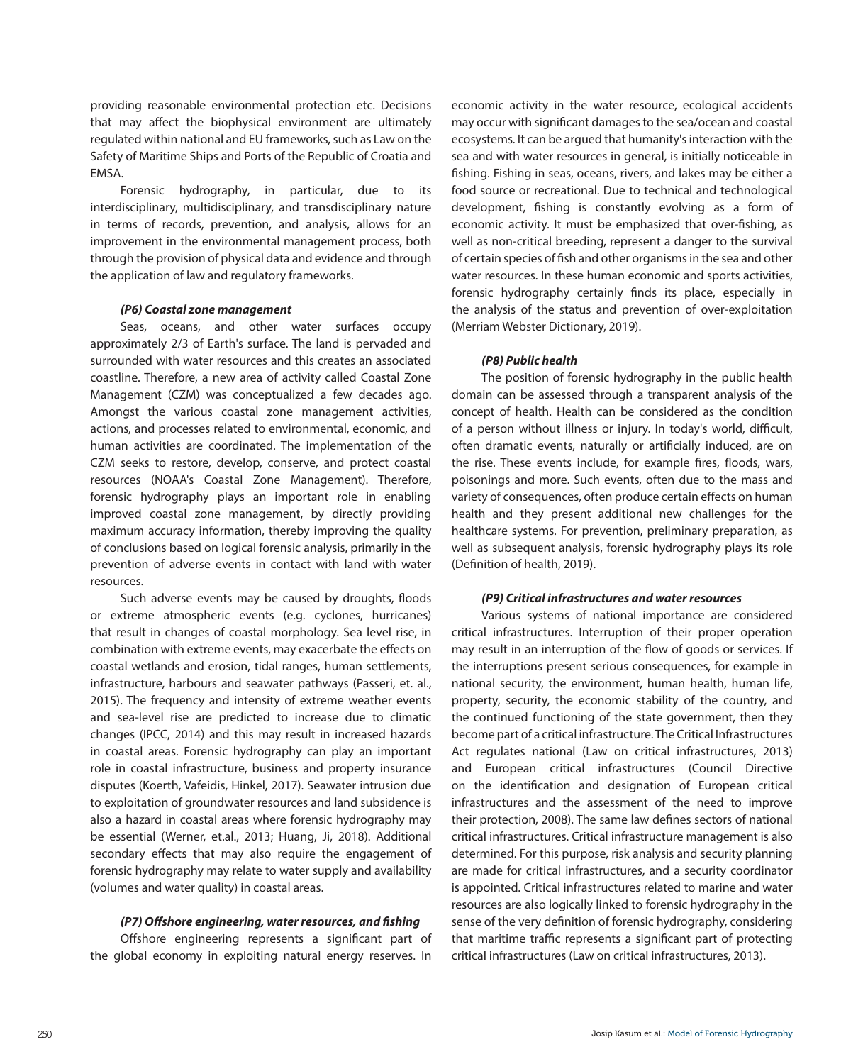providing reasonable environmental protection etc. Decisions that may affect the biophysical environment are ultimately regulated within national and EU frameworks, such as Law on the Safety of Maritime Ships and Ports of the Republic of Croatia and EMSA.

Forensic hydrography, in particular, due to its interdisciplinary, multidisciplinary, and transdisciplinary nature in terms of records, prevention, and analysis, allows for an improvement in the environmental management process, both through the provision of physical data and evidence and through the application of law and regulatory frameworks.

***(P6) Coastal zone management***

Seas, oceans, and other water surfaces occupy approximately 2/3 of Earth's surface. The land is pervaded and surrounded with water resources and this creates an associated coastline. Therefore, a new area of activity called Coastal Zone Management (CZM) was conceptualized a few decades ago. Amongst the various coastal zone management activities, actions, and processes related to environmental, economic, and human activities are coordinated. The implementation of the CZM seeks to restore, develop, conserve, and protect coastal resources (NOAA's Coastal Zone Management). Therefore, forensic hydrography plays an important role in enabling improved coastal zone management, by directly providing maximum accuracy information, thereby improving the quality of conclusions based on logical forensic analysis, primarily in the prevention of adverse events in contact with land with water resources.

Such adverse events may be caused by droughts, floods or extreme atmospheric events (e.g. cyclones, hurricanes) that result in changes of coastal morphology. Sea level rise, in combination with extreme events, may exacerbate the effects on coastal wetlands and erosion, tidal ranges, human settlements, infrastructure, harbours and seawater pathways (Passeri, et. al., 2015). The frequency and intensity of extreme weather events and sea-level rise are predicted to increase due to climatic changes (IPCC, 2014) and this may result in increased hazards in coastal areas. Forensic hydrography can play an important role in coastal infrastructure, business and property insurance disputes (Koerth, Vafeidis, Hinkel, 2017). Seawater intrusion due to exploitation of groundwater resources and land subsidence is also a hazard in coastal areas where forensic hydrography may be essential (Werner, et.al., 2013; Huang, Ji, 2018). Additional secondary effects that may also require the engagement of forensic hydrography may relate to water supply and availability (volumes and water quality) in coastal areas.

***(P7) Offshore engineering, water resources, and fishing***

Offshore engineering represents a significant part of the global economy in exploiting natural energy reserves. In economic activity in the water resource, ecological accidents may occur with significant damages to the sea/ocean and coastal ecosystems. It can be argued that humanity's interaction with the sea and with water resources in general, is initially noticeable in fishing. Fishing in seas, oceans, rivers, and lakes may be either a food source or recreational. Due to technical and technological development, fishing is constantly evolving as a form of economic activity. It must be emphasized that over-fishing, as well as non-critical breeding, represent a danger to the survival of certain species of fish and other organisms in the sea and other water resources. In these human economic and sports activities, forensic hydrography certainly finds its place, especially in the analysis of the status and prevention of over-exploitation (Merriam Webster Dictionary, 2019).

***(P8) Public health***

The position of forensic hydrography in the public health domain can be assessed through a transparent analysis of the concept of health. Health can be considered as the condition of a person without illness or injury. In today's world, difficult, often dramatic events, naturally or artificially induced, are on the rise. These events include, for example fires, floods, wars, poisonings and more. Such events, often due to the mass and variety of consequences, often produce certain effects on human health and they present additional new challenges for the healthcare systems. For prevention, preliminary preparation, as well as subsequent analysis, forensic hydrography plays its role (Definition of health, 2019).

***(P9) Critical infrastructures and water resources***

Various systems of national importance are considered critical infrastructures. Interruption of their proper operation may result in an interruption of the flow of goods or services. If the interruptions present serious consequences, for example in national security, the environment, human health, human life, property, security, the economic stability of the country, and the continued functioning of the state government, then they become part of a critical infrastructure. The Critical Infrastructures Act regulates national (Law on critical infrastructures, 2013) and European critical infrastructures (Council Directive on the identification and designation of European critical infrastructures and the assessment of the need to improve their protection, 2008). The same law defines sectors of national critical infrastructures. Critical infrastructure management is also determined. For this purpose, risk analysis and security planning are made for critical infrastructures, and a security coordinator is appointed. Critical infrastructures related to marine and water resources are also logically linked to forensic hydrography in the sense of the very definition of forensic hydrography, considering that maritime traffic represents a significant part of protecting critical infrastructures (Law on critical infrastructures, 2013).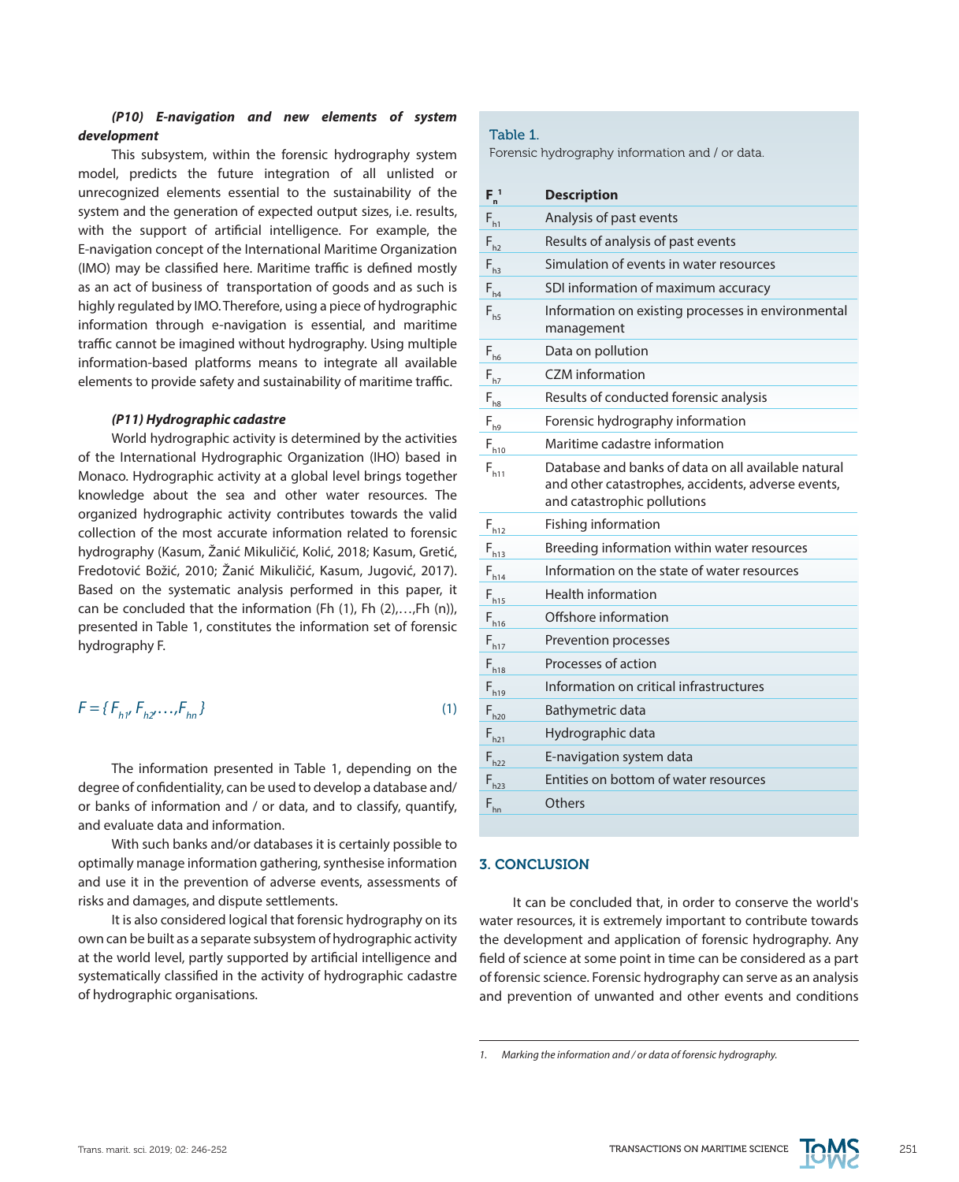***(P10) E-navigation and new elements of system development***

This subsystem, within the forensic hydrography system model, predicts the future integration of all unlisted or unrecognized elements essential to the sustainability of the system and the generation of expected output sizes, i.e. results, with the support of artificial intelligence. For example, the E-navigation concept of the International Maritime Organization (IMO) may be classified here. Maritime traffic is defined mostly as an act of business of transportation of goods and as such is highly regulated by IMO. Therefore, using a piece of hydrographic information through e-navigation is essential, and maritime traffic cannot be imagined without hydrography. Using multiple information-based platforms means to integrate all available elements to provide safety and sustainability of maritime traffic.

***(P11) Hydrographic cadastre***

World hydrographic activity is determined by the activities of the International Hydrographic Organization (IHO) based in Monaco. Hydrographic activity at a global level brings together knowledge about the sea and other water resources. The organized hydrographic activity contributes towards the valid collection of the most accurate information related to forensic hydrography (Kasum, Žanić Mikuličić, Kolić, 2018; Kasum, Gretić, Fredotović Božić, 2010; Žanić Mikuličić, Kasum, Jugović, 2017). Based on the systematic analysis performed in this paper, it can be concluded that the information (Fh (1), Fh (2),…,Fh (n)), presented in Table 1, constitutes the information set of forensic hydrography F.

$$F = \{ F_{h1}, F_{h2}, \ldots, F_{hn} \} \tag{1}$$

The information presented in Table 1, depending on the degree of confidentiality, can be used to develop a database and/or banks of information and / or data, and to classify, quantify, and evaluate data and information.

With such banks and/or databases it is certainly possible to optimally manage information gathering, synthesise information and use it in the prevention of adverse events, assessments of risks and damages, and dispute settlements.

It is also considered logical that forensic hydrography on its own can be built as a separate subsystem of hydrographic activity at the world level, partly supported by artificial intelligence and systematically classified in the activity of hydrographic cadastre of hydrographic organisations.

Table 1.
Forensic hydrography information and / or data.

| $F_n$ [1] | Description |
|---|---|
| $F_{h1}$ | Analysis of past events |
| $F_{h2}$ | Results of analysis of past events |
| $F_{h3}$ | Simulation of events in water resources |
| $F_{h4}$ | SDI information of maximum accuracy |
| $F_{h5}$ | Information on existing processes in environmental management |
| $F_{h6}$ | Data on pollution |
| $F_{h7}$ | CZM information |
| $F_{h8}$ | Results of conducted forensic analysis |
| $F_{h9}$ | Forensic hydrography information |
| $F_{h10}$ | Maritime cadastre information |
| $F_{h11}$ | Database and banks of data on all available natural and other catastrophes, accidents, adverse events, and catastrophic pollutions |
| $F_{h12}$ | Fishing information |
| $F_{h13}$ | Breeding information within water resources |
| $F_{h14}$ | Information on the state of water resources |
| $F_{h15}$ | Health information |
| $F_{h16}$ | Offshore information |
| $F_{h17}$ | Prevention processes |
| $F_{h18}$ | Processes of action |
| $F_{h19}$ | Information on critical infrastructures |
| $F_{h20}$ | Bathymetric data |
| $F_{h21}$ | Hydrographic data |
| $F_{h22}$ | E-navigation system data |
| $F_{h23}$ | Entities on bottom of water resources |
| $F_{hn}$ | Others |

## 3. CONCLUSION

It can be concluded that, in order to conserve the world's water resources, it is extremely important to contribute towards the development and application of forensic hydrography. Any field of science at some point in time can be considered as a part of forensic science. Forensic hydrography can serve as an analysis and prevention of unwanted and other events and conditions

1. *Marking the information and / or data of forensic hydrography.*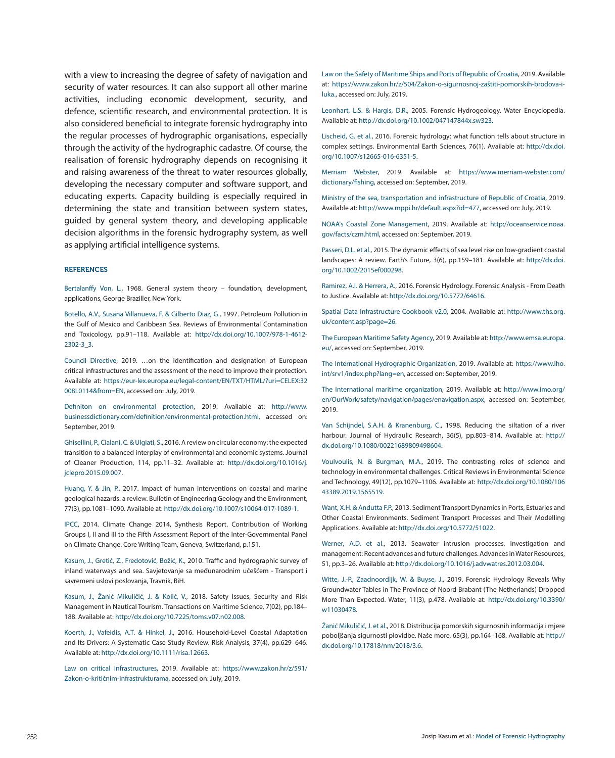with a view to increasing the degree of safety of navigation and security of water resources. It can also support all other marine activities, including economic development, security, and defence, scientific research, and environmental protection. It is also considered beneficial to integrate forensic hydrography into the regular processes of hydrographic organisations, especially through the activity of the hydrographic cadastre. Of course, the realisation of forensic hydrography depends on recognising it and raising awareness of the threat to water resources globally, developing the necessary computer and software support, and educating experts. Capacity building is especially required in determining the state and transition between system states, guided by general system theory, and developing applicable decision algorithms in the forensic hydrography system, as well as applying artificial intelligence systems.

## REFERENCES

Bertalanffy Von, L., 1968. General system theory – foundation, development, applications, George Braziller, New York.

Botello, A.V., Susana Villanueva, F. & Gilberto Diaz, G., 1997. Petroleum Pollution in the Gulf of Mexico and Caribbean Sea. Reviews of Environmental Contamination and Toxicology, pp.91–118. Available at: http://dx.doi.org/10.1007/978-1-4612-2302-3_3.

Council Directive, 2019. …on the identification and designation of European critical infrastructures and the assessment of the need to improve their protection. Available at: https://eur-lex.europa.eu/legal-content/EN/TXT/HTML/?uri=CELEX:32008L0114&from=EN, accessed on: July, 2019.

Definiton on environmental protection, 2019. Available at: http://www.businessdictionary.com/definition/environmental-protection.html, accessed on: September, 2019.

Ghisellini, P., Cialani, C. & Ulgiati, S., 2016. A review on circular economy: the expected transition to a balanced interplay of environmental and economic systems. Journal of Cleaner Production, 114, pp.11–32. Available at: http://dx.doi.org/10.1016/j.jclepro.2015.09.007.

Huang, Y. & Jin, P., 2017. Impact of human interventions on coastal and marine geological hazards: a review. Bulletin of Engineering Geology and the Environment, 77(3), pp.1081–1090. Available at: http://dx.doi.org/10.1007/s10064-017-1089-1.

IPCC, 2014. Climate Change 2014, Synthesis Report. Contribution of Working Groups I, II and III to the Fifth Assessment Report of the Inter-Governmental Panel on Climate Change. Core Writing Team, Geneva, Switzerland, p.151.

Kasum, J., Gretić, Z., Fredotović, Božić, K., 2010. Traffic and hydrographic survey of inland waterways and sea. Savjetovanje sa međunarodnim učešćem - Transport i savremeni uslovi poslovanja, Travnik, BiH.

Kasum, J., Žanić Mikuličić, J. & Kolić, V., 2018. Safety Issues, Security and Risk Management in Nautical Tourism. Transactions on Maritime Science, 7(02), pp.184–188. Available at: http://dx.doi.org/10.7225/toms.v07.n02.008.

Koerth, J., Vafeidis, A.T. & Hinkel, J., 2016. Household-Level Coastal Adaptation and Its Drivers: A Systematic Case Study Review. Risk Analysis, 37(4), pp.629–646. Available at: http://dx.doi.org/10.1111/risa.12663.

Law on critical infrastructures, 2019. Available at: https://www.zakon.hr/z/591/Zakon-o-kritičnim-infrastrukturama, accessed on: July, 2019.

Law on the Safety of Maritime Ships and Ports of Republic of Croatia, 2019. Available at: https://www.zakon.hr/z/504/Zakon-o-sigurnosnoj-zaštiti-pomorskih-brodova-i-luka., accessed on: July, 2019.

Leonhart, L.S. & Hargis, D.R., 2005. Forensic Hydrogeology. Water Encyclopedia. Available at: http://dx.doi.org/10.1002/047147844x.sw323.

Lischeid, G. et al., 2016. Forensic hydrology: what function tells about structure in complex settings. Environmental Earth Sciences, 76(1). Available at: http://dx.doi.org/10.1007/s12665-016-6351-5.

Merriam Webster, 2019. Available at: https://www.merriam-webster.com/dictionary/fishing, accessed on: September, 2019.

Ministry of the sea, transportation and infrastructure of Republic of Croatia, 2019. Available at: http://www.mppi.hr/default.aspx?id=477, accessed on: July, 2019.

NOAA's Coastal Zone Management, 2019. Available at: http://oceanservice.noaa.gov/facts/czm.html, accessed on: September, 2019.

Passeri, D.L. et al., 2015. The dynamic effects of sea level rise on low-gradient coastal landscapes: A review. Earth's Future, 3(6), pp.159–181. Available at: http://dx.doi.org/10.1002/2015ef000298.

Ramirez, A.I. & Herrera, A., 2016. Forensic Hydrology. Forensic Analysis - From Death to Justice. Available at: http://dx.doi.org/10.5772/64616.

Spatial Data Infrastructure Cookbook v2.0, 2004. Available at: http://www.ths.org.uk/content.asp?page=26.

The European Maritime Safety Agency, 2019. Available at: http://www.emsa.europa.eu/, accessed on: September, 2019.

The International Hydrographic Organization, 2019. Available at: https://www.iho.int/srv1/index.php?lang=en, accessed on: September, 2019.

The International maritime organization, 2019. Available at: http://www.imo.org/en/OurWork/safety/navigation/pages/enavigation.aspx, accessed on: September, 2019.

Van Schijndel, S.A.H. & Kranenburg, C., 1998. Reducing the siltation of a river harbour. Journal of Hydraulic Research, 36(5), pp.803–814. Available at: http://dx.doi.org/10.1080/00221689809498604.

Voulvoulis, N. & Burgman, M.A., 2019. The contrasting roles of science and technology in environmental challenges. Critical Reviews in Environmental Science and Technology, 49(12), pp.1079–1106. Available at: http://dx.doi.org/10.1080/10643389.2019.1565519.

Want, X.H. & Andutta F.P., 2013. Sediment Transport Dynamics in Ports, Estuaries and Other Coastal Environments. Sediment Transport Processes and Their Modelling Applications. Available at: http://dx.doi.org/10.5772/51022.

Werner, A.D. et al., 2013. Seawater intrusion processes, investigation and management: Recent advances and future challenges. Advances in Water Resources, 51, pp.3–26. Available at: http://dx.doi.org/10.1016/j.advwatres.2012.03.004.

Witte, J.-P., Zaadnoordijk, W. & Buyse, J., 2019. Forensic Hydrology Reveals Why Groundwater Tables in The Province of Noord Brabant (The Netherlands) Dropped More Than Expected. Water, 11(3), p.478. Available at: http://dx.doi.org/10.3390/w11030478.

Žanić Mikuličić, J. et al., 2018. Distribucija pomorskih sigurnosnih informacija i mjere poboljšanja sigurnosti plovidbe. Naše more, 65(3), pp.164–168. Available at: http://dx.doi.org/10.17818/nm/2018/3.6.